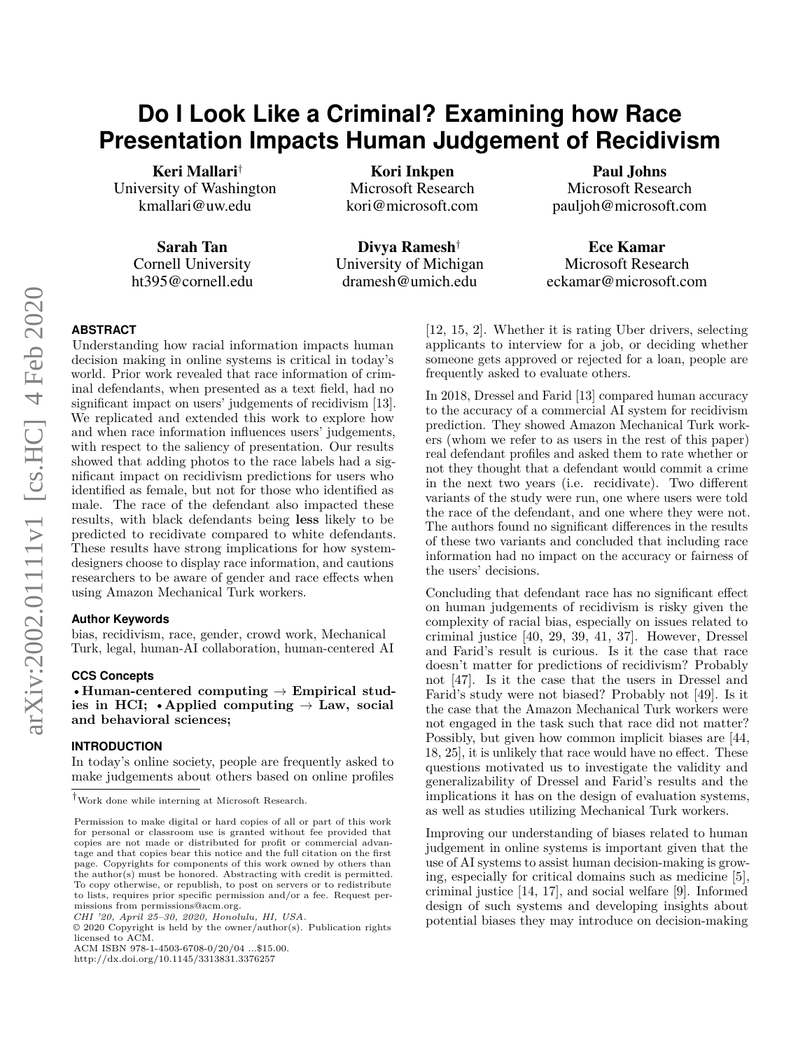# Do I Look Like a Criminal? Examining how Race Presentation Impacts Human Judgement of Recidivism

**Keri Mallari**[†]
University of Washington
kmallari@uw.edu

**Kori Inkpen**
Microsoft Research
kori@microsoft.com

**Paul Johns**
Microsoft Research
pauljoh@microsoft.com

**Sarah Tan**
Cornell University
ht395@cornell.edu

**Divya Ramesh**[†]
University of Michigan
dramesh@umich.edu

**Ece Kamar**
Microsoft Research
eckamar@microsoft.com

## ABSTRACT

Understanding how racial information impacts human decision making in online systems is critical in today's world. Prior work revealed that race information of criminal defendants, when presented as a text field, had no significant impact on users' judgements of recidivism [13]. We replicated and extended this work to explore how and when race information influences users' judgements, with respect to the saliency of presentation. Our results showed that adding photos to the race labels had a significant impact on recidivism predictions for users who identified as female, but not for those who identified as male. The race of the defendant also impacted these results, with black defendants being **less** likely to be predicted to recidivate compared to white defendants. These results have strong implications for how system-designers choose to display race information, and cautions researchers to be aware of gender and race effects when using Amazon Mechanical Turk workers.

### Author Keywords

bias, recidivism, race, gender, crowd work, Mechanical Turk, legal, human-AI collaboration, human-centered AI

### CCS Concepts

•**Human-centered computing** → **Empirical studies in HCI;** •**Applied computing** → **Law, social and behavioral sciences;**

## INTRODUCTION

In today's online society, people are frequently asked to make judgements about others based on online profiles [12, 15, 2]. Whether it is rating Uber drivers, selecting applicants to interview for a job, or deciding whether someone gets approved or rejected for a loan, people are frequently asked to evaluate others.

In 2018, Dressel and Farid [13] compared human accuracy to the accuracy of a commercial AI system for recidivism prediction. They showed Amazon Mechanical Turk workers (whom we refer to as users in the rest of this paper) real defendant profiles and asked them to rate whether or not they thought that a defendant would commit a crime in the next two years (i.e. recidivate). Two different variants of the study were run, one where users were told the race of the defendant, and one where they were not. The authors found no significant differences in the results of these two variants and concluded that including race information had no impact on the accuracy or fairness of the users' decisions.

Concluding that defendant race has no significant effect on human judgements of recidivism is risky given the complexity of racial bias, especially on issues related to criminal justice [40, 29, 39, 41, 37]. However, Dressel and Farid's result is curious. Is it the case that race doesn't matter for predictions of recidivism? Probably not [47]. Is it the case that the users in Dressel and Farid's study were not biased? Probably not [49]. Is it the case that the Amazon Mechanical Turk workers were not engaged in the task such that race did not matter? Possibly, but given how common implicit biases are [44, 18, 25], it is unlikely that race would have no effect. These questions motivated us to investigate the validity and generalizability of Dressel and Farid's results and the implications it has on the design of evaluation systems, as well as studies utilizing Mechanical Turk workers.

Improving our understanding of biases related to human judgement in online systems is important given that the use of AI systems to assist human decision-making is growing, especially for critical domains such as medicine [5], criminal justice [14, 17], and social welfare [9]. Informed design of such systems and developing insights about potential biases they may introduce on decision-making

[†]Work done while interning at Microsoft Research.

Permission to make digital or hard copies of all or part of this work for personal or classroom use is granted without fee provided that copies are not made or distributed for profit or commercial advantage and that copies bear this notice and the full citation on the first page. Copyrights for components of this work owned by others than the author(s) must be honored. Abstracting with credit is permitted. To copy otherwise, or republish, to post on servers or to redistribute to lists, requires prior specific permission and/or a fee. Request permissions from permissions@acm.org.
*CHI '20, April 25–30, 2020, Honolulu, HI, USA.*
© 2020 Copyright is held by the owner/author(s). Publication rights licensed to ACM.
ACM ISBN 978-1-4503-6708-0/20/04 ...$15.00.
http://dx.doi.org/10.1145/3313831.3376257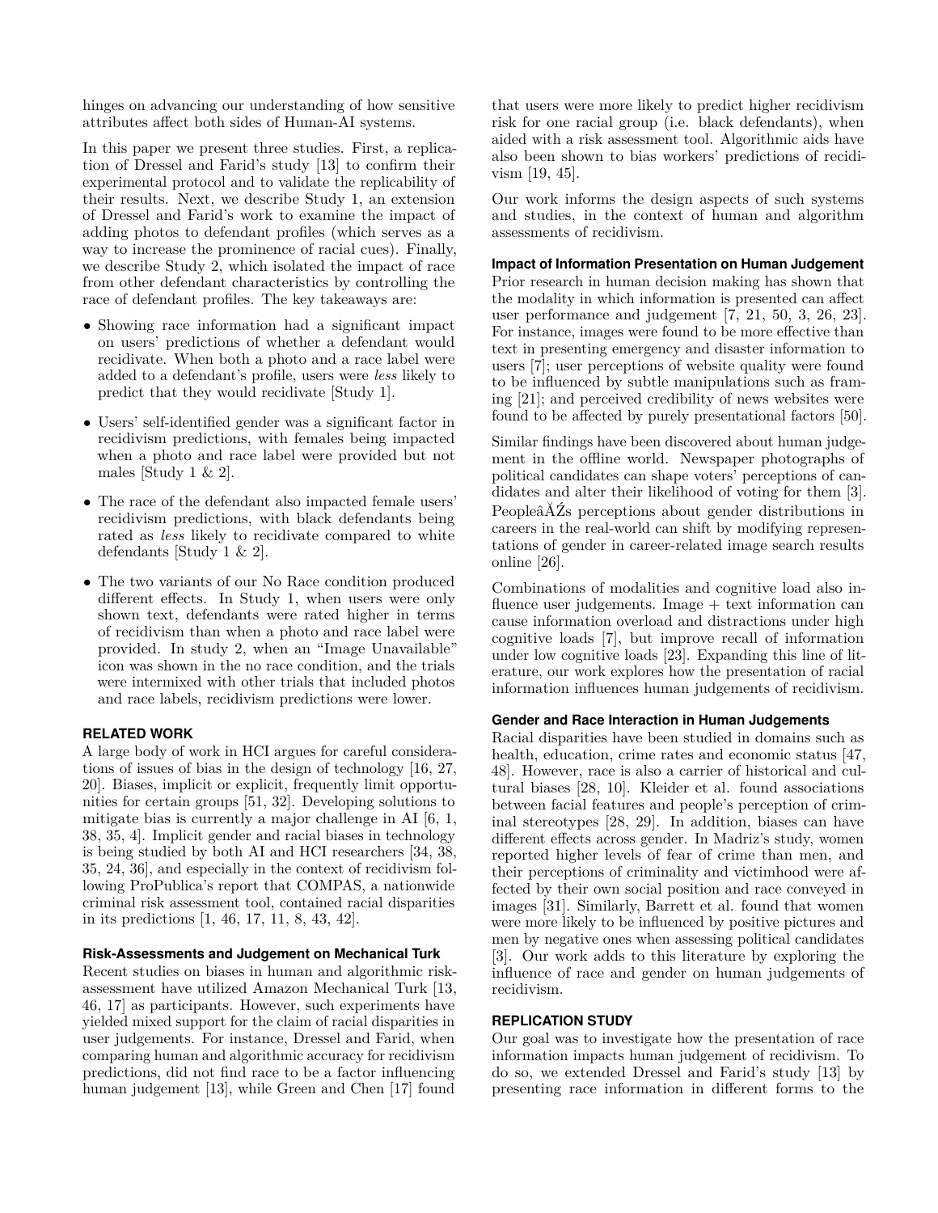hinges on advancing our understanding of how sensitive attributes affect both sides of Human-AI systems.

In this paper we present three studies. First, a replication of Dressel and Farid's study [13] to confirm their experimental protocol and to validate the replicability of their results. Next, we describe Study 1, an extension of Dressel and Farid's work to examine the impact of adding photos to defendant profiles (which serves as a way to increase the prominence of racial cues). Finally, we describe Study 2, which isolated the impact of race from other defendant characteristics by controlling the race of defendant profiles. The key takeaways are:

- Showing race information had a significant impact on users' predictions of whether a defendant would recidivate. When both a photo and a race label were added to a defendant's profile, users were *less* likely to predict that they would recidivate [Study 1].
- Users' self-identified gender was a significant factor in recidivism predictions, with females being impacted when a photo and race label were provided but not males [Study 1 & 2].
- The race of the defendant also impacted female users' recidivism predictions, with black defendants being rated as *less* likely to recidivate compared to white defendants [Study 1 & 2].
- The two variants of our No Race condition produced different effects. In Study 1, when users were only shown text, defendants were rated higher in terms of recidivism than when a photo and race label were provided. In study 2, when an "Image Unavailable" icon was shown in the no race condition, and the trials were intermixed with other trials that included photos and race labels, recidivism predictions were lower.

## RELATED WORK

A large body of work in HCI argues for careful considerations of issues of bias in the design of technology [16, 27, 20]. Biases, implicit or explicit, frequently limit opportunities for certain groups [51, 32]. Developing solutions to mitigate bias is currently a major challenge in AI [6, 1, 38, 35, 4]. Implicit gender and racial biases in technology is being studied by both AI and HCI researchers [34, 38, 35, 24, 36], and especially in the context of recidivism following ProPublica's report that COMPAS, a nationwide criminal risk assessment tool, contained racial disparities in its predictions [1, 46, 17, 11, 8, 43, 42].

### Risk-Assessments and Judgement on Mechanical Turk

Recent studies on biases in human and algorithmic risk-assessment have utilized Amazon Mechanical Turk [13, 46, 17] as participants. However, such experiments have yielded mixed support for the claim of racial disparities in user judgements. For instance, Dressel and Farid, when comparing human and algorithmic accuracy for recidivism predictions, did not find race to be a factor influencing human judgement [13], while Green and Chen [17] found that users were more likely to predict higher recidivism risk for one racial group (i.e. black defendants), when aided with a risk assessment tool. Algorithmic aids have also been shown to bias workers' predictions of recidivism [19, 45].

Our work informs the design aspects of such systems and studies, in the context of human and algorithm assessments of recidivism.

### Impact of Information Presentation on Human Judgement

Prior research in human decision making has shown that the modality in which information is presented can affect user performance and judgement [7, 21, 50, 3, 26, 23]. For instance, images were found to be more effective than text in presenting emergency and disaster information to users [7]; user perceptions of website quality were found to be influenced by subtle manipulations such as framing [21]; and perceived credibility of news websites were found to be affected by purely presentational factors [50].

Similar findings have been discovered about human judgement in the offline world. Newspaper photographs of political candidates can shape voters' perceptions of candidates and alter their likelihood of voting for them [3]. PeopleâĂŹs perceptions about gender distributions in careers in the real-world can shift by modifying representations of gender in career-related image search results online [26].

Combinations of modalities and cognitive load also influence user judgements. Image + text information can cause information overload and distractions under high cognitive loads [7], but improve recall of information under low cognitive loads [23]. Expanding this line of literature, our work explores how the presentation of racial information influences human judgements of recidivism.

### Gender and Race Interaction in Human Judgements

Racial disparities have been studied in domains such as health, education, crime rates and economic status [47, 48]. However, race is also a carrier of historical and cultural biases [28, 10]. Kleider et al. found associations between facial features and people's perception of criminal stereotypes [28, 29]. In addition, biases can have different effects across gender. In Madriz's study, women reported higher levels of fear of crime than men, and their perceptions of criminality and victimhood were affected by their own social position and race conveyed in images [31]. Similarly, Barrett et al. found that women were more likely to be influenced by positive pictures and men by negative ones when assessing political candidates [3]. Our work adds to this literature by exploring the influence of race and gender on human judgements of recidivism.

## REPLICATION STUDY

Our goal was to investigate how the presentation of race information impacts human judgement of recidivism. To do so, we extended Dressel and Farid's study [13] by presenting race information in different forms to the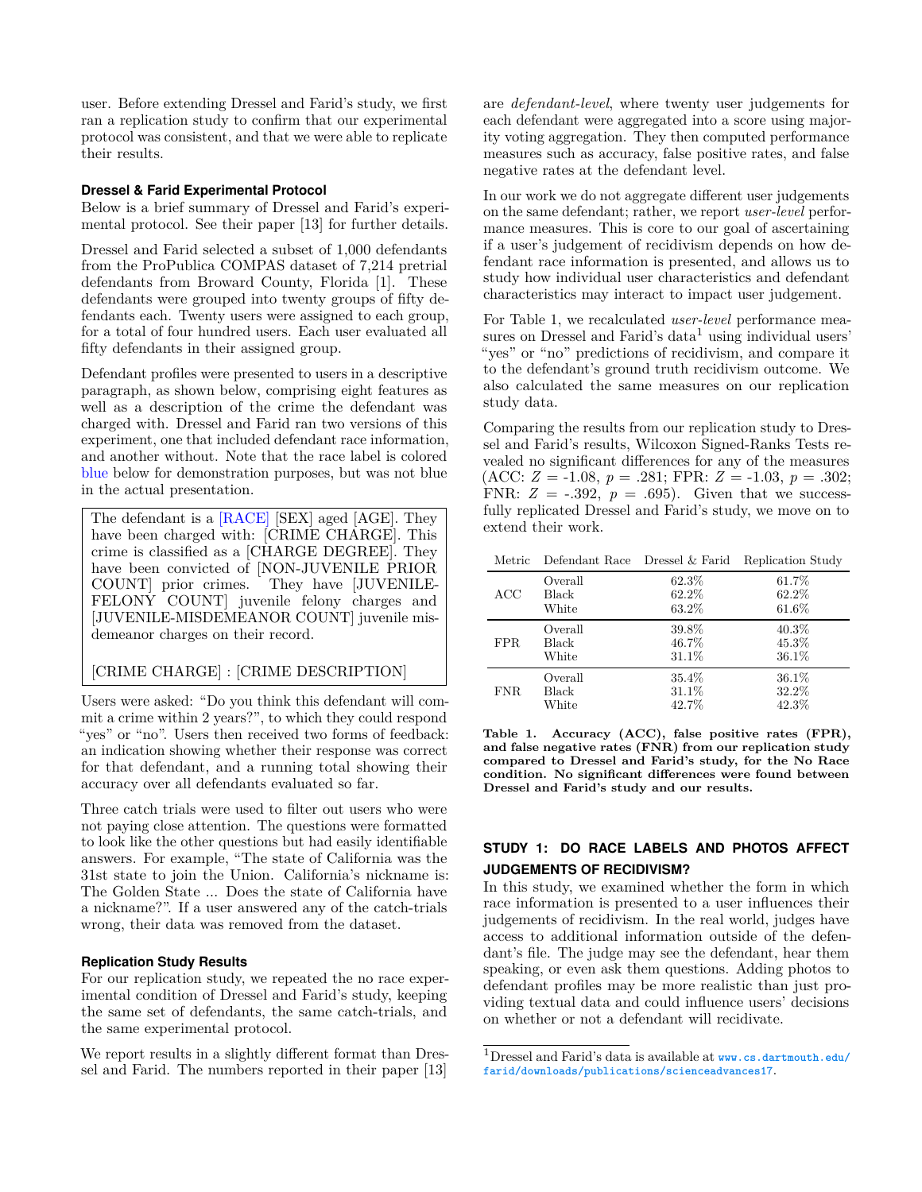user. Before extending Dressel and Farid's study, we first ran a replication study to confirm that our experimental protocol was consistent, and that we were able to replicate their results.

### Dressel & Farid Experimental Protocol

Below is a brief summary of Dressel and Farid's experimental protocol. See their paper [13] for further details.

Dressel and Farid selected a subset of 1,000 defendants from the ProPublica COMPAS dataset of 7,214 pretrial defendants from Broward County, Florida [1]. These defendants were grouped into twenty groups of fifty defendants each. Twenty users were assigned to each group, for a total of four hundred users. Each user evaluated all fifty defendants in their assigned group.

Defendant profiles were presented to users in a descriptive paragraph, as shown below, comprising eight features as well as a description of the crime the defendant was charged with. Dressel and Farid ran two versions of this experiment, one that included defendant race information, and another without. Note that the race label is colored blue below for demonstration purposes, but was not blue in the actual presentation.

> The defendant is a [RACE] [SEX] aged [AGE]. They have been charged with: [CRIME CHARGE]. This crime is classified as a [CHARGE DEGREE]. They have been convicted of [NON-JUVENILE PRIOR COUNT] prior crimes. They have [JUVENILE-FELONY COUNT] juvenile felony charges and [JUVENILE-MISDEMEANOR COUNT] juvenile misdemeanor charges on their record.
>
> [CRIME CHARGE] : [CRIME DESCRIPTION]

Users were asked: "Do you think this defendant will commit a crime within 2 years?", to which they could respond "yes" or "no". Users then received two forms of feedback: an indication showing whether their response was correct for that defendant, and a running total showing their accuracy over all defendants evaluated so far.

Three catch trials were used to filter out users who were not paying close attention. The questions were formatted to look like the other questions but had easily identifiable answers. For example, "The state of California was the 31st state to join the Union. California's nickname is: The Golden State ... Does the state of California have a nickname?". If a user answered any of the catch-trials wrong, their data was removed from the dataset.

### Replication Study Results

For our replication study, we repeated the no race experimental condition of Dressel and Farid's study, keeping the same set of defendants, the same catch-trials, and the same experimental protocol.

We report results in a slightly different format than Dressel and Farid. The numbers reported in their paper [13] are *defendant-level*, where twenty user judgements for each defendant were aggregated into a score using majority voting aggregation. They then computed performance measures such as accuracy, false positive rates, and false negative rates at the defendant level.

In our work we do not aggregate different user judgements on the same defendant; rather, we report *user-level* performance measures. This is core to our goal of ascertaining if a user's judgement of recidivism depends on how defendant race information is presented, and allows us to study how individual user characteristics and defendant characteristics may interact to impact user judgement.

For Table 1, we recalculated *user-level* performance measures on Dressel and Farid's data[1] using individual users' "yes" or "no" predictions of recidivism, and compare it to the defendant's ground truth recidivism outcome. We also calculated the same measures on our replication study data.

Comparing the results from our replication study to Dressel and Farid's results, Wilcoxon Signed-Ranks Tests revealed no significant differences for any of the measures (ACC: $Z$ = -1.08, $p$ = .281; FPR: $Z$ = -1.03, $p$ = .302; FNR: $Z$ = -.392, $p$ = .695). Given that we successfully replicated Dressel and Farid's study, we move on to extend their work.

| Metric | Defendant Race | Dressel & Farid | Replication Study |
|---|---|---|---|
| ACC | Overall | 62.3% | 61.7% |
| | Black | 62.2% | 62.2% |
| | White | 63.2% | 61.6% |
| FPR | Overall | 39.8% | 40.3% |
| | Black | 46.7% | 45.3% |
| | White | 31.1% | 36.1% |
| FNR | Overall | 35.4% | 36.1% |
| | Black | 31.1% | 32.2% |
| | White | 42.7% | 42.3% |

**Table 1. Accuracy (ACC), false positive rates (FPR), and false negative rates (FNR) from our replication study compared to Dressel and Farid's study, for the No Race condition. No significant differences were found between Dressel and Farid's study and our results.**

## STUDY 1: DO RACE LABELS AND PHOTOS AFFECT JUDGEMENTS OF RECIDIVISM?

In this study, we examined whether the form in which race information is presented to a user influences their judgements of recidivism. In the real world, judges have access to additional information outside of the defendant's file. The judge may see the defendant, hear them speaking, or even ask them questions. Adding photos to defendant profiles may be more realistic than just providing textual data and could influence users' decisions on whether or not a defendant will recidivate.

[1] Dressel and Farid's data is available at www.cs.dartmouth.edu/farid/downloads/publications/scienceadvances17.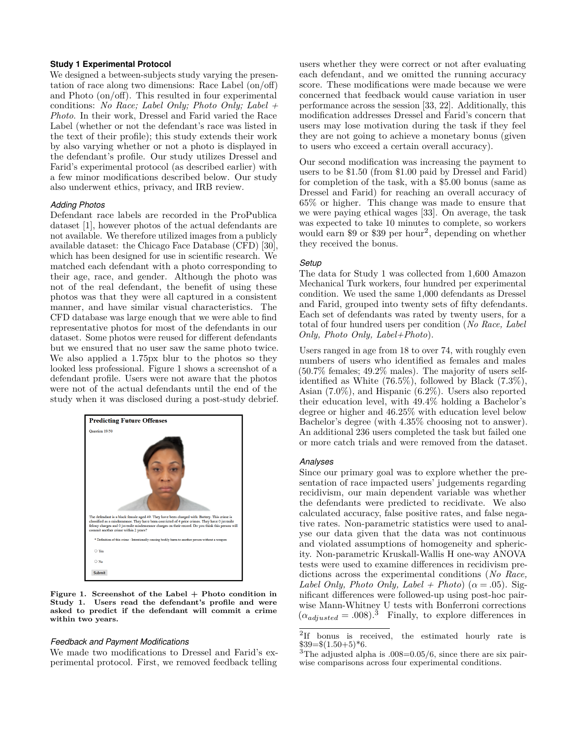### Study 1 Experimental Protocol

We designed a between-subjects study varying the presentation of race along two dimensions: Race Label (on/off) and Photo (on/off). This resulted in four experimental conditions: *No Race; Label Only; Photo Only; Label + Photo.* In their work, Dressel and Farid varied the Race Label (whether or not the defendant's race was listed in the text of their profile); this study extends their work by also varying whether or not a photo is displayed in the defendant's profile. Our study utilizes Dressel and Farid's experimental protocol (as described earlier) with a few minor modifications described below. Our study also underwent ethics, privacy, and IRB review.

#### *Adding Photos*

Defendant race labels are recorded in the ProPublica dataset [1], however photos of the actual defendants are not available. We therefore utilized images from a publicly available dataset: the Chicago Face Database (CFD) [30], which has been designed for use in scientific research. We matched each defendant with a photo corresponding to their age, race, and gender. Although the photo was not of the real defendant, the benefit of using these photos was that they were all captured in a consistent manner, and have similar visual characteristics. The CFD database was large enough that we were able to find representative photos for most of the defendants in our dataset. Some photos were reused for different defendants but we ensured that no user saw the same photo twice. We also applied a 1.75px blur to the photos so they looked less professional. Figure 1 shows a screenshot of a defendant profile. Users were not aware that the photos were not of the actual defendants until the end of the study when it was disclosed during a post-study debrief.

**Figure 1. Screenshot of the Label + Photo condition in Study 1. Users read the defendant's profile and were asked to predict if the defendant will commit a crime within two years.**

#### *Feedback and Payment Modifications*

We made two modifications to Dressel and Farid's experimental protocol. First, we removed feedback telling users whether they were correct or not after evaluating each defendant, and we omitted the running accuracy score. These modifications were made because we were concerned that feedback would cause variation in user performance across the session [33, 22]. Additionally, this modification addresses Dressel and Farid's concern that users may lose motivation during the task if they feel they are not going to achieve a monetary bonus (given to users who exceed a certain overall accuracy).

Our second modification was increasing the payment to users to be \$1.50 (from \$1.00 paid by Dressel and Farid) for completion of the task, with a \$5.00 bonus (same as Dressel and Farid) for reaching an overall accuracy of 65% or higher. This change was made to ensure that we were paying ethical wages [33]. On average, the task was expected to take 10 minutes to complete, so workers would earn \$9 or \$39 per hour[2], depending on whether they received the bonus.

#### *Setup*

The data for Study 1 was collected from 1,600 Amazon Mechanical Turk workers, four hundred per experimental condition. We used the same 1,000 defendants as Dressel and Farid, grouped into twenty sets of fifty defendants. Each set of defendants was rated by twenty users, for a total of four hundred users per condition (*No Race, Label Only, Photo Only, Label+Photo*).

Users ranged in age from 18 to over 74, with roughly even numbers of users who identified as females and males (50.7% females; 49.2% males). The majority of users self-identified as White (76.5%), followed by Black (7.3%), Asian (7.0%), and Hispanic (6.2%). Users also reported their education level, with 49.4% holding a Bachelor's degree or higher and 46.25% with education level below Bachelor's degree (with 4.35% choosing not to answer). An additional 236 users completed the task but failed one or more catch trials and were removed from the dataset.

#### *Analyses*

Since our primary goal was to explore whether the presentation of race impacted users' judgements regarding recidivism, our main dependent variable was whether the defendants were predicted to recidivate. We also calculated accuracy, false positive rates, and false negative rates. Non-parametric statistics were used to analyse our data given that the data was not continuous and violated assumptions of homogeneity and sphericity. Non-parametric Kruskall-Wallis H one-way ANOVA tests were used to examine differences in recidivism predictions across the experimental conditions (*No Race, Label Only, Photo Only, Label + Photo*) ($\alpha = .05$). Significant differences were followed-up using post-hoc pairwise Mann-Whitney U tests with Bonferroni corrections ($\alpha_{adjusted} = .008$).[3] Finally, to explore differences in

[2] If bonus is received, the estimated hourly rate is \$39=\$(1.50+5)*6.

[3] The adjusted alpha is .008=0.05/6, since there are six pairwise comparisons across four experimental conditions.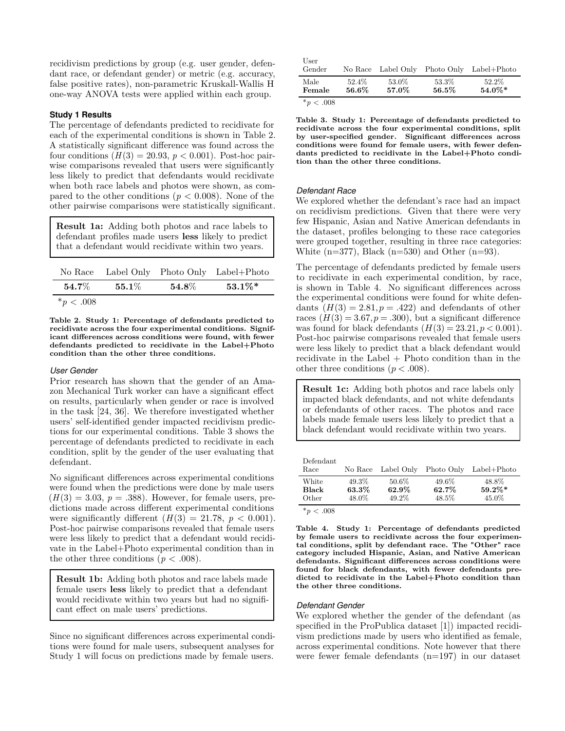recidivism predictions by group (e.g. user gender, defendant race, or defendant gender) or metric (e.g. accuracy, false positive rates), non-parametric Kruskall-Wallis H one-way ANOVA tests were applied within each group.

### Study 1 Results

The percentage of defendants predicted to recidivate for each of the experimental conditions is shown in Table 2. A statistically significant difference was found across the four conditions ($H(3) = 20.93,\ p < 0.001$). Post-hoc pairwise comparisons revealed that users were significantly less likely to predict that defendants would recidivate when both race labels and photos were shown, as compared to the other conditions ($p < 0.008$). None of the other pairwise comparisons were statistically significant.

> **Result 1a:** Adding both photos and race labels to defendant profiles made users **less** likely to predict that a defendant would recidivate within two years.

| No Race | Label Only | Photo Only | Label+Photo |
|---|---|---|---|
| **54.7%** | **55.1%** | **54.8%** | **53.1%*** |

$^{*}p < .008$

**Table 2. Study 1: Percentage of defendants predicted to recidivate across the four experimental conditions. Significant differences across conditions were found, with fewer defendants predicted to recidivate in the Label+Photo condition than the other three conditions.**

#### *User Gender*

Prior research has shown that the gender of an Amazon Mechanical Turk worker can have a significant effect on results, particularly when gender or race is involved in the task [24, 36]. We therefore investigated whether users' self-identified gender impacted recidivism predictions for our experimental conditions. Table 3 shows the percentage of defendants predicted to recidivate in each condition, split by the gender of the user evaluating that defendant.

No significant differences across experimental conditions were found when the predictions were done by male users ($H(3) = 3.03,\ p = .388$). However, for female users, predictions made across different experimental conditions were significantly different ($H(3) = 21.78,\ p < 0.001$). Post-hoc pairwise comparisons revealed that female users were less likely to predict that a defendant would recidivate in the Label+Photo experimental condition than in the other three conditions ($p < .008$).

> **Result 1b:** Adding both photos and race labels made female users **less** likely to predict that a defendant would recidivate within two years but had no significant effect on male users' predictions.

Since no significant differences across experimental conditions were found for male users, subsequent analyses for Study 1 will focus on predictions made by female users.

| User Gender | No Race | Label Only | Photo Only | Label+Photo |
|---|---|---|---|---|
| Male | 52.4% | 53.0% | 53.3% | 52.2% |
| **Female** | **56.6%** | **57.0%** | **56.5%** | **54.0%*** |

$^{*}p < .008$

**Table 3. Study 1: Percentage of defendants predicted to recidivate across the four experimental conditions, split by user-specified gender. Significant differences across conditions were found for female users, with fewer defendants predicted to recidivate in the Label+Photo condition than the other three conditions.**

#### *Defendant Race*

We explored whether the defendant's race had an impact on recidivism predictions. Given that there were very few Hispanic, Asian and Native American defendants in the dataset, profiles belonging to these race categories were grouped together, resulting in three race categories: White (n=377), Black (n=530) and Other (n=93).

The percentage of defendants predicted by female users to recidivate in each experimental condition, by race, is shown in Table 4. No significant differences across the experimental conditions were found for white defendants ($H(3) = 2.81, p = .422$) and defendants of other races ($H(3) = 3.67, p = .300$), but a significant difference was found for black defendants ($H(3) = 23.21, p < 0.001$). Post-hoc pairwise comparisons revealed that female users were less likely to predict that a black defendant would recidivate in the Label + Photo condition than in the other three conditions ($p < .008$).

> **Result 1c:** Adding both photos and race labels only impacted black defendants, and not white defendants or defendants of other races. The photos and race labels made female users less likely to predict that a black defendant would recidivate within two years.

| Defendant Race | No Race | Label Only | Photo Only | Label+Photo |
|---|---|---|---|---|
| White | 49.3% | 50.6% | 49.6% | 48.8% |
| **Black** | **63.3%** | **62.9%** | **62.7%** | **59.2%*** |
| Other | 48.0% | 49.2% | 48.5% | 45.0% |

$^{*}p < .008$

**Table 4. Study 1: Percentage of defendants predicted by female users to recidivate across the four experimental conditions, split by defendant race. The "Other" race category included Hispanic, Asian, and Native American defendants. Significant differences across conditions were found for black defendants, with fewer defendants predicted to recidivate in the Label+Photo condition than the other three conditions.**

#### *Defendant Gender*

We explored whether the gender of the defendant (as specified in the ProPublica dataset [1]) impacted recidivism predictions made by users who identified as female, across experimental conditions. Note however that there were fewer female defendants (n=197) in our dataset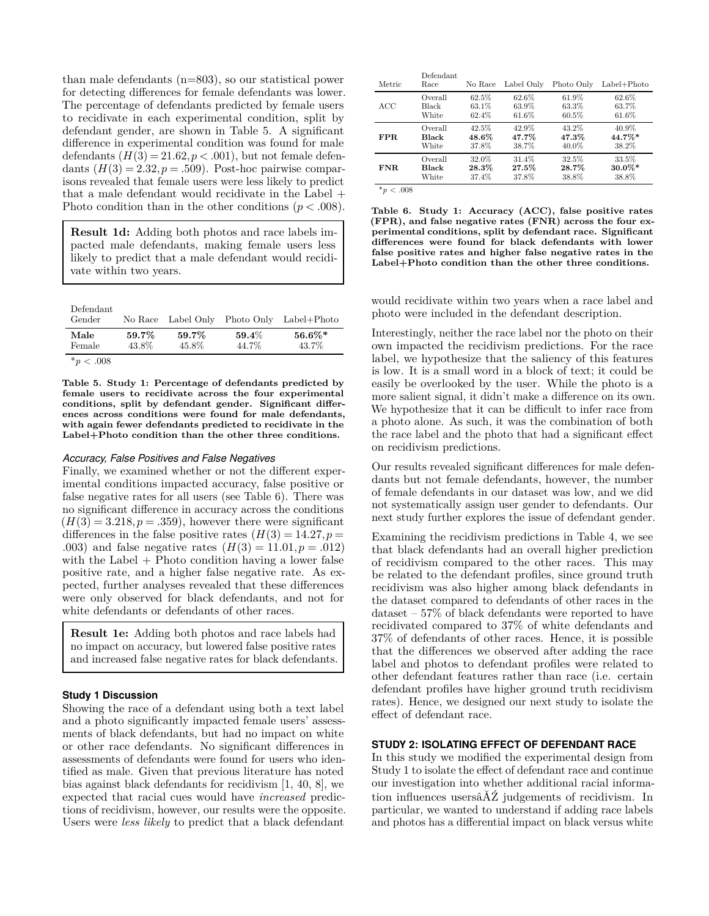than male defendants (n=803), so our statistical power for detecting differences for female defendants was lower. The percentage of defendants predicted by female users to recidivate in each experimental condition, split by defendant gender, are shown in Table 5. A significant difference in experimental condition was found for male defendants ($H(3) = 21.62, p < .001$), but not female defendants ($H(3) = 2.32, p = .509$). Post-hoc pairwise comparisons revealed that female users were less likely to predict that a male defendant would recidivate in the Label + Photo condition than in the other conditions ($p < .008$).

> **Result 1d:** Adding both photos and race labels impacted male defendants, making female users less likely to predict that a male defendant would recidivate within two years.

| Defendant Gender | No Race | Label Only | Photo Only | Label+Photo |
|---|---|---|---|---|
| **Male** | **59.7%** | **59.7%** | **59.4%** | **56.6%*** |
| Female | 43.8% | 45.8% | 44.7% | 43.7% |

*$p < .008$

**Table 5. Study 1: Percentage of defendants predicted by female users to recidivate across the four experimental conditions, split by defendant gender. Significant differences across conditions were found for male defendants, with again fewer defendants predicted to recidivate in the Label+Photo condition than the other three conditions.**

### *Accuracy, False Positives and False Negatives*

Finally, we examined whether or not the different experimental conditions impacted accuracy, false positive or false negative rates for all users (see Table 6). There was no significant difference in accuracy across the conditions ($H(3) = 3.218, p = .359$), however there were significant differences in the false positive rates ($H(3) = 14.27, p = .003$) and false negative rates ($H(3) = 11.01, p = .012$) with the Label + Photo condition having a lower false positive rate, and a higher false negative rate. As expected, further analyses revealed that these differences were only observed for black defendants, and not for white defendants or defendants of other races.

> **Result 1e:** Adding both photos and race labels had no impact on accuracy, but lowered false positive rates and increased false negative rates for black defendants.

### Study 1 Discussion

Showing the race of a defendant using both a text label and a photo significantly impacted female users' assessments of black defendants, but had no impact on white or other race defendants. No significant differences in assessments of defendants were found for users who identified as male. Given that previous literature has noted bias against black defendants for recidivism [1, 40, 8], we expected that racial cues would have *increased* predictions of recidivism, however, our results were the opposite. Users were *less likely* to predict that a black defendant would recidivate within two years when a race label and photo were included in the defendant description.

| Metric | Defendant Race | No Race | Label Only | Photo Only | Label+Photo |
|---|---|---|---|---|---|
| ACC | Overall | 62.5% | 62.6% | 61.9% | 62.6% |
| | Black | 63.1% | 63.9% | 63.3% | 63.7% |
| | White | 62.4% | 61.6% | 60.5% | 61.6% |
| **FPR** | Overall | 42.5% | 42.9% | 43.2% | 40.9% |
| | **Black** | **48.6%** | **47.7%** | **47.3%** | **44.7%*** |
| | White | 37.8% | 38.7% | 40.0% | 38.2% |
| **FNR** | Overall | 32.0% | 31.4% | 32.5% | 33.5% |
| | **Black** | **28.3%** | **27.5%** | **28.7%** | **30.0%*** |
| | White | 37.4% | 37.8% | 38.8% | 38.8% |

*$p < .008$

**Table 6. Study 1: Accuracy (ACC), false positive rates (FPR), and false negative rates (FNR) across the four experimental conditions, split by defendant race. Significant differences were found for black defendants with lower false positive rates and higher false negative rates in the Label+Photo condition than the other three conditions.**

Interestingly, neither the race label nor the photo on their own impacted the recidivism predictions. For the race label, we hypothesize that the saliency of this features is low. It is a small word in a block of text; it could be easily be overlooked by the user. While the photo is a more salient signal, it didn't make a difference on its own. We hypothesize that it can be difficult to infer race from a photo alone. As such, it was the combination of both the race label and the photo that had a significant effect on recidivism predictions.

Our results revealed significant differences for male defendants but not female defendants, however, the number of female defendants in our dataset was low, and we did not systematically assign user gender to defendants. Our next study further explores the issue of defendant gender.

Examining the recidivism predictions in Table 4, we see that black defendants had an overall higher prediction of recidivism compared to the other races. This may be related to the defendant profiles, since ground truth recidivism was also higher among black defendants in the dataset compared to defendants of other races in the dataset – 57% of black defendants were reported to have recidivated compared to 37% of white defendants and 37% of defendants of other races. Hence, it is possible that the differences we observed after adding the race label and photos to defendant profiles were related to other defendant features rather than race (i.e. certain defendant profiles have higher ground truth recidivism rates). Hence, we designed our next study to isolate the effect of defendant race.

## STUDY 2: ISOLATING EFFECT OF DEFENDANT RACE

In this study we modified the experimental design from Study 1 to isolate the effect of defendant race and continue our investigation into whether additional racial information influences usersâĂŹ judgements of recidivism. In particular, we wanted to understand if adding race labels and photos has a differential impact on black versus white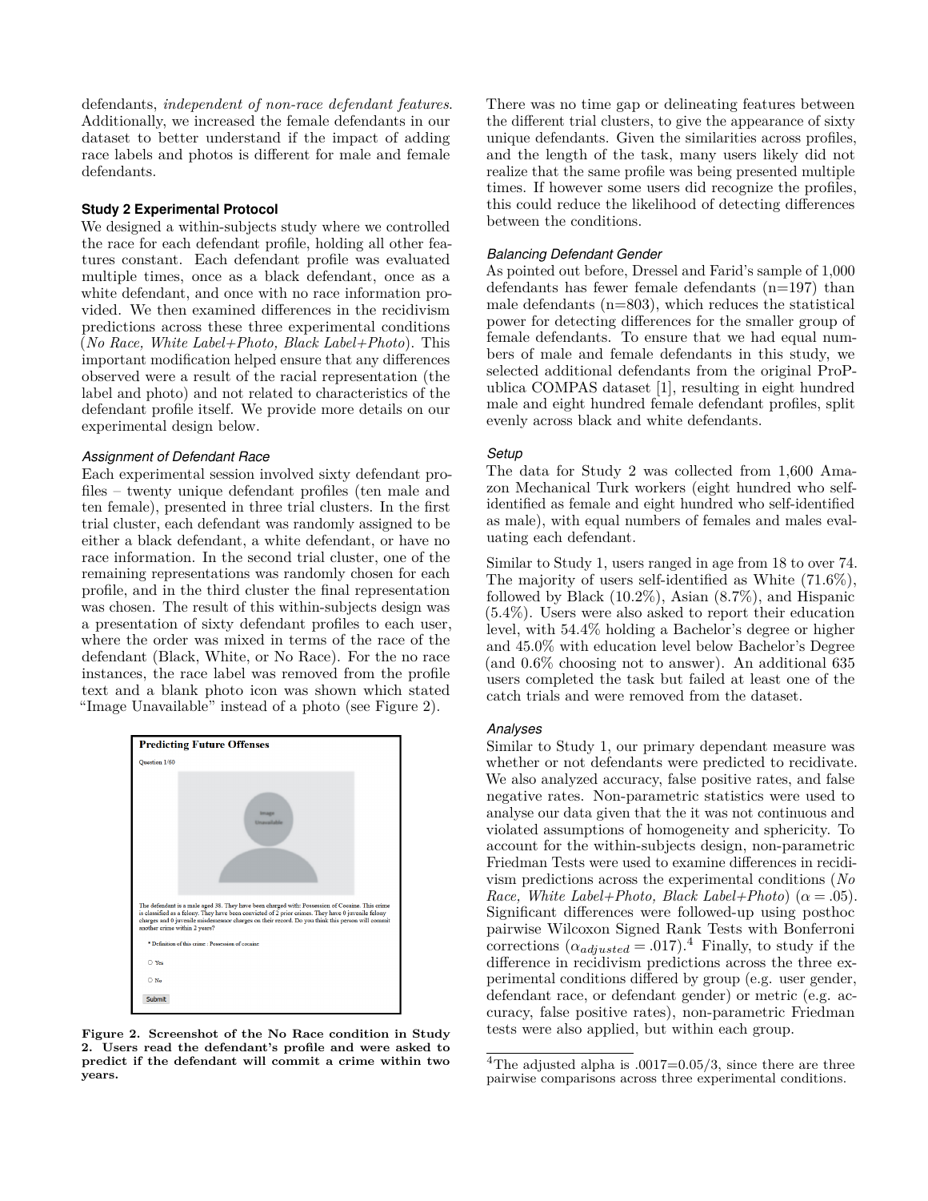defendants, *independent of non-race defendant features*. Additionally, we increased the female defendants in our dataset to better understand if the impact of adding race labels and photos is different for male and female defendants.

### Study 2 Experimental Protocol

We designed a within-subjects study where we controlled the race for each defendant profile, holding all other features constant. Each defendant profile was evaluated multiple times, once as a black defendant, once as a white defendant, and once with no race information provided. We then examined differences in the recidivism predictions across these three experimental conditions (*No Race, White Label+Photo, Black Label+Photo*). This important modification helped ensure that any differences observed were a result of the racial representation (the label and photo) and not related to characteristics of the defendant profile itself. We provide more details on our experimental design below.

#### Assignment of Defendant Race

Each experimental session involved sixty defendant profiles – twenty unique defendant profiles (ten male and ten female), presented in three trial clusters. In the first trial cluster, each defendant was randomly assigned to be either a black defendant, a white defendant, or have no race information. In the second trial cluster, one of the remaining representations was randomly chosen for each profile, and in the third cluster the final representation was chosen. The result of this within-subjects design was a presentation of sixty defendant profiles to each user, where the order was mixed in terms of the race of the defendant (Black, White, or No Race). For the no race instances, the race label was removed from the profile text and a blank photo icon was shown which stated "Image Unavailable" instead of a photo (see Figure 2).

**Figure 2. Screenshot of the No Race condition in Study 2. Users read the defendant's profile and were asked to predict if the defendant will commit a crime within two years.**

There was no time gap or delineating features between the different trial clusters, to give the appearance of sixty unique defendants. Given the similarities across profiles, and the length of the task, many users likely did not realize that the same profile was being presented multiple times. If however some users did recognize the profiles, this could reduce the likelihood of detecting differences between the conditions.

#### Balancing Defendant Gender

As pointed out before, Dressel and Farid's sample of 1,000 defendants has fewer female defendants (n=197) than male defendants (n=803), which reduces the statistical power for detecting differences for the smaller group of female defendants. To ensure that we had equal numbers of male and female defendants in this study, we selected additional defendants from the original ProPublica COMPAS dataset [1], resulting in eight hundred male and eight hundred female defendant profiles, split evenly across black and white defendants.

#### Setup

The data for Study 2 was collected from 1,600 Amazon Mechanical Turk workers (eight hundred who self-identified as female and eight hundred who self-identified as male), with equal numbers of females and males evaluating each defendant.

Similar to Study 1, users ranged in age from 18 to over 74. The majority of users self-identified as White (71.6%), followed by Black (10.2%), Asian (8.7%), and Hispanic (5.4%). Users were also asked to report their education level, with 54.4% holding a Bachelor's degree or higher and 45.0% with education level below Bachelor's Degree (and 0.6% choosing not to answer). An additional 635 users completed the task but failed at least one of the catch trials and were removed from the dataset.

#### Analyses

Similar to Study 1, our primary dependant measure was whether or not defendants were predicted to recidivate. We also analyzed accuracy, false positive rates, and false negative rates. Non-parametric statistics were used to analyse our data given that the it was not continuous and violated assumptions of homogeneity and sphericity. To account for the within-subjects design, non-parametric Friedman Tests were used to examine differences in recidivism predictions across the experimental conditions (*No Race, White Label+Photo, Black Label+Photo*) ($\alpha = .05$). Significant differences were followed-up using posthoc pairwise Wilcoxon Signed Rank Tests with Bonferroni corrections ($\alpha_{adjusted} = .017$).[4] Finally, to study if the difference in recidivism predictions across the three experimental conditions differed by group (e.g. user gender, defendant race, or defendant gender) or metric (e.g. accuracy, false positive rates), non-parametric Friedman tests were also applied, but within each group.

---

[4] The adjusted alpha is .0017=0.05/3, since there are three pairwise comparisons across three experimental conditions.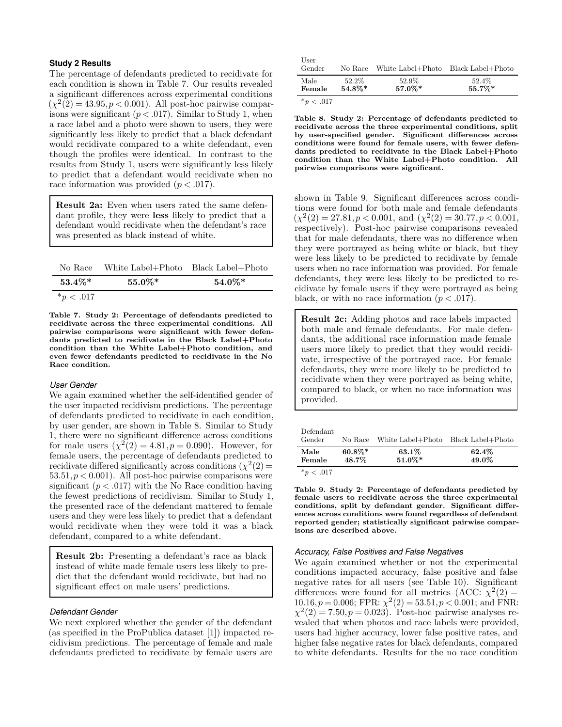### Study 2 Results

The percentage of defendants predicted to recidivate for each condition is shown in Table 7. Our results revealed a significant differences across experimental conditions ($\chi^2(2) = 43.95, p < 0.001$). All post-hoc pairwise comparisons were significant ($p < .017$). Similar to Study 1, when a race label and a photo were shown to users, they were significantly less likely to predict that a black defendant would recidivate compared to a white defendant, even though the profiles were identical. In contrast to the results from Study 1, users were significantly less likely to predict that a defendant would recidivate when no race information was provided ($p < .017$).

> **Result 2a:** Even when users rated the same defendant profile, they were **less** likely to predict that a defendant would recidivate when the defendant's race was presented as black instead of white.

| No Race | White Label+Photo | Black Label+Photo |
|---|---|---|
| **53.4%*** | **55.0%*** | **54.0%*** |

$^*p < .017$

**Table 7. Study 2: Percentage of defendants predicted to recidivate across the three experimental conditions. All pairwise comparisons were significant with fewer defendants predicted to recidivate in the Black Label+Photo condition than the White Label+Photo condition, and even fewer defendants predicted to recidivate in the No Race condition.**

#### User Gender

We again examined whether the self-identified gender of the user impacted recidivism predictions. The percentage of defendants predicted to recidivate in each condition, by user gender, are shown in Table 8. Similar to Study 1, there were no significant difference across conditions for male users ($\chi^2(2) = 4.81, p = 0.090$). However, for female users, the percentage of defendants predicted to recidivate differed significantly across conditions ($\chi^2(2) = 53.51, p < 0.001$). All post-hoc pairwise comparisons were significant ($p < .017$) with the No Race condition having the fewest predictions of recidivism. Similar to Study 1, the presented race of the defendant mattered to female users and they were less likely to predict that a defendant would recidivate when they were told it was a black defendant, compared to a white defendant.

> **Result 2b:** Presenting a defendant's race as black instead of white made female users less likely to predict that the defendant would recidivate, but had no significant effect on male users' predictions.

| User Gender | No Race | White Label+Photo | Black Label+Photo |
|---|---|---|---|
| Male | 52.2% | 52.9% | 52.4% |
| **Female** | **54.8%*** | **57.0%*** | **55.7%*** |

$^*p < .017$

**Table 8. Study 2: Percentage of defendants predicted to recidivate across the three experimental conditions, split by user-specified gender. Significant differences across conditions were found for female users, with fewer defendants predicted to recidivate in the Black Label+Photo condition than the White Label+Photo condition. All pairwise comparisons were significant.**

#### Defendant Gender

We next explored whether the gender of the defendant (as specified in the ProPublica dataset [1]) impacted recidivism predictions. The percentage of female and male defendants predicted to recidivate by female users are shown in Table 9. Significant differences across conditions were found for both male and female defendants ($\chi^2(2) = 27.81, p < 0.001$, and ($\chi^2(2) = 30.77, p < 0.001$, respectively). Post-hoc pairwise comparisons revealed that for male defendants, there was no difference when they were portrayed as being white or black, but they were less likely to be predicted to recidivate by female users when no race information was provided. For female defendants, they were less likely to be predicted to recidivate by female users if they were portrayed as being black, or with no race information ($p < .017$).

> **Result 2c:** Adding photos and race labels impacted both male and female defendants. For male defendants, the additional race information made female users more likely to predict that they would recidivate, irrespective of the portrayed race. For female defendants, they were more likely to be predicted to recidivate when they were portrayed as being white, compared to black, or when no race information was provided.

| Defendant Gender | No Race | White Label+Photo | Black Label+Photo |
|---|---|---|---|
| **Male** | **60.8%*** | **63.1%** | **62.4%** |
| **Female** | **48.7%** | **51.0%*** | **49.0%** |

$^*p < .017$

**Table 9. Study 2: Percentage of defendants predicted by female users to recidivate across the three experimental conditions, split by defendant gender. Significant differences across conditions were found regardless of defendant reported gender; statistically significant pairwise comparisons are described above.**

#### Accuracy, False Positives and False Negatives

We again examined whether or not the experimental conditions impacted accuracy, false positive and false negative rates for all users (see Table 10). Significant differences were found for all metrics (ACC: $\chi^2(2) = 10.16, p = 0.006$; FPR: $\chi^2(2) = 53.51, p < 0.001$; and FNR: $\chi^2(2) = 7.50, p = 0.023$). Post-hoc pairwise analyses revealed that when photos and race labels were provided, users had higher accuracy, lower false positive rates, and higher false negative rates for black defendants, compared to white defendants. Results for the no race condition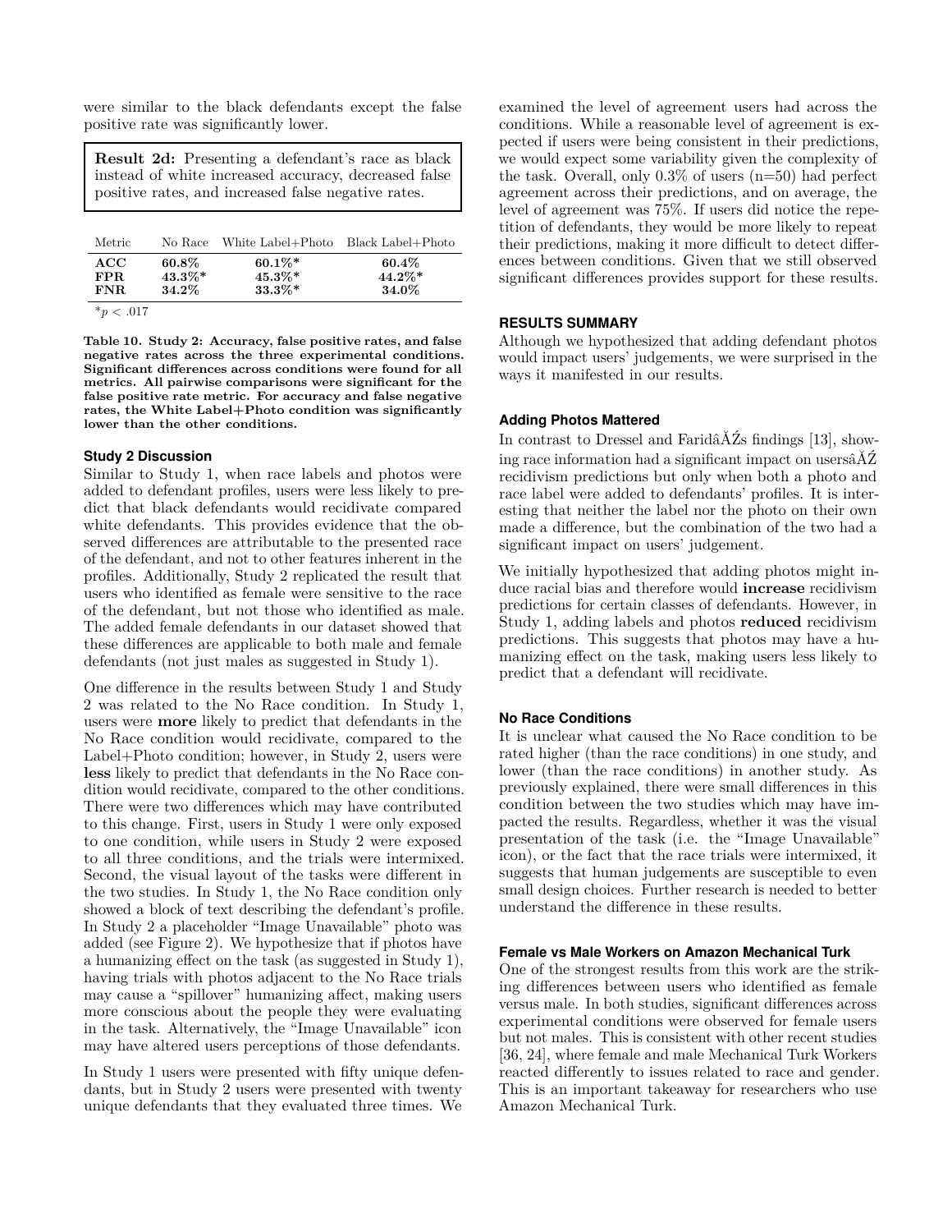were similar to the black defendants except the false positive rate was significantly lower.

> **Result 2d:** Presenting a defendant's race as black instead of white increased accuracy, decreased false positive rates, and increased false negative rates.

| Metric | No Race | White Label+Photo | Black Label+Photo |
|---|---|---|---|
| **ACC** | **60.8%** | **60.1%*** | **60.4%** |
| **FPR** | **43.3%*** | **45.3%*** | **44.2%*** |
| **FNR** | **34.2%** | **33.3%*** | **34.0%** |

*$p < .017$

**Table 10. Study 2: Accuracy, false positive rates, and false negative rates across the three experimental conditions. Significant differences across conditions were found for all metrics. All pairwise comparisons were significant for the false positive rate metric. For accuracy and false negative rates, the White Label+Photo condition was significantly lower than the other conditions.**

### Study 2 Discussion

Similar to Study 1, when race labels and photos were added to defendant profiles, users were less likely to predict that black defendants would recidivate compared white defendants. This provides evidence that the observed differences are attributable to the presented race of the defendant, and not to other features inherent in the profiles. Additionally, Study 2 replicated the result that users who identified as female were sensitive to the race of the defendant, but not those who identified as male. The added female defendants in our dataset showed that these differences are applicable to both male and female defendants (not just males as suggested in Study 1).

One difference in the results between Study 1 and Study 2 was related to the No Race condition. In Study 1, users were **more** likely to predict that defendants in the No Race condition would recidivate, compared to the Label+Photo condition; however, in Study 2, users were **less** likely to predict that defendants in the No Race condition would recidivate, compared to the other conditions. There were two differences which may have contributed to this change. First, users in Study 1 were only exposed to one condition, while users in Study 2 were exposed to all three conditions, and the trials were intermixed. Second, the visual layout of the tasks were different in the two studies. In Study 1, the No Race condition only showed a block of text describing the defendant's profile. In Study 2 a placeholder "Image Unavailable" photo was added (see Figure 2). We hypothesize that if photos have a humanizing effect on the task (as suggested in Study 1), having trials with photos adjacent to the No Race trials may cause a "spillover" humanizing affect, making users more conscious about the people they were evaluating in the task. Alternatively, the "Image Unavailable" icon may have altered users perceptions of those defendants.

In Study 1 users were presented with fifty unique defendants, but in Study 2 users were presented with twenty unique defendants that they evaluated three times. We examined the level of agreement users had across the conditions. While a reasonable level of agreement is expected if users were being consistent in their predictions, we would expect some variability given the complexity of the task. Overall, only 0.3% of users (n=50) had perfect agreement across their predictions, and on average, the level of agreement was 75%. If users did notice the repetition of defendants, they would be more likely to repeat their predictions, making it more difficult to detect differences between conditions. Given that we still observed significant differences provides support for these results.

## RESULTS SUMMARY

Although we hypothesized that adding defendant photos would impact users' judgements, we were surprised in the ways it manifested in our results.

### Adding Photos Mattered

In contrast to Dressel and FaridâĂŹs findings [13], showing race information had a significant impact on usersâĂŹ recidivism predictions but only when both a photo and race label were added to defendants' profiles. It is interesting that neither the label nor the photo on their own made a difference, but the combination of the two had a significant impact on users' judgement.

We initially hypothesized that adding photos might induce racial bias and therefore would **increase** recidivism predictions for certain classes of defendants. However, in Study 1, adding labels and photos **reduced** recidivism predictions. This suggests that photos may have a humanizing effect on the task, making users less likely to predict that a defendant will recidivate.

### No Race Conditions

It is unclear what caused the No Race condition to be rated higher (than the race conditions) in one study, and lower (than the race conditions) in another study. As previously explained, there were small differences in this condition between the two studies which may have impacted the results. Regardless, whether it was the visual presentation of the task (i.e. the "Image Unavailable" icon), or the fact that the race trials were intermixed, it suggests that human judgements are susceptible to even small design choices. Further research is needed to better understand the difference in these results.

### Female vs Male Workers on Amazon Mechanical Turk

One of the strongest results from this work are the striking differences between users who identified as female versus male. In both studies, significant differences across experimental conditions were observed for female users but not males. This is consistent with other recent studies [36, 24], where female and male Mechanical Turk Workers reacted differently to issues related to race and gender. This is an important takeaway for researchers who use Amazon Mechanical Turk.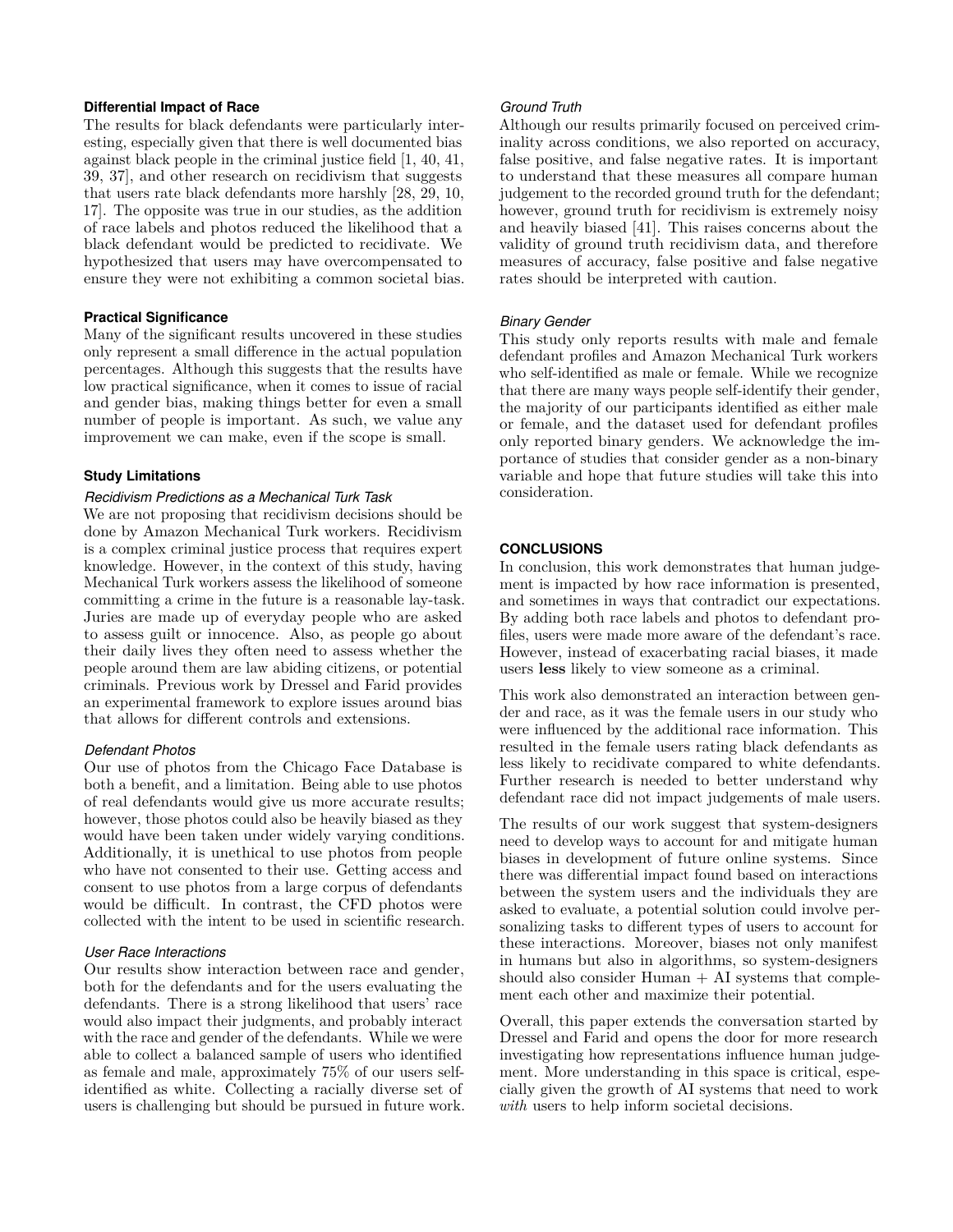### Differential Impact of Race

The results for black defendants were particularly interesting, especially given that there is well documented bias against black people in the criminal justice field [1, 40, 41, 39, 37], and other research on recidivism that suggests that users rate black defendants more harshly [28, 29, 10, 17]. The opposite was true in our studies, as the addition of race labels and photos reduced the likelihood that a black defendant would be predicted to recidivate. We hypothesized that users may have overcompensated to ensure they were not exhibiting a common societal bias.

### Practical Significance

Many of the significant results uncovered in these studies only represent a small difference in the actual population percentages. Although this suggests that the results have low practical significance, when it comes to issue of racial and gender bias, making things better for even a small number of people is important. As such, we value any improvement we can make, even if the scope is small.

### Study Limitations

#### *Recidivism Predictions as a Mechanical Turk Task*

We are not proposing that recidivism decisions should be done by Amazon Mechanical Turk workers. Recidivism is a complex criminal justice process that requires expert knowledge. However, in the context of this study, having Mechanical Turk workers assess the likelihood of someone committing a crime in the future is a reasonable lay-task. Juries are made up of everyday people who are asked to assess guilt or innocence. Also, as people go about their daily lives they often need to assess whether the people around them are law abiding citizens, or potential criminals. Previous work by Dressel and Farid provides an experimental framework to explore issues around bias that allows for different controls and extensions.

#### *Defendant Photos*

Our use of photos from the Chicago Face Database is both a benefit, and a limitation. Being able to use photos of real defendants would give us more accurate results; however, those photos could also be heavily biased as they would have been taken under widely varying conditions. Additionally, it is unethical to use photos from people who have not consented to their use. Getting access and consent to use photos from a large corpus of defendants would be difficult. In contrast, the CFD photos were collected with the intent to be used in scientific research.

#### *User Race Interactions*

Our results show interaction between race and gender, both for the defendants and for the users evaluating the defendants. There is a strong likelihood that users' race would also impact their judgments, and probably interact with the race and gender of the defendants. While we were able to collect a balanced sample of users who identified as female and male, approximately 75% of our users self-identified as white. Collecting a racially diverse set of users is challenging but should be pursued in future work.

#### *Ground Truth*

Although our results primarily focused on perceived criminality across conditions, we also reported on accuracy, false positive, and false negative rates. It is important to understand that these measures all compare human judgement to the recorded ground truth for the defendant; however, ground truth for recidivism is extremely noisy and heavily biased [41]. This raises concerns about the validity of ground truth recidivism data, and therefore measures of accuracy, false positive and false negative rates should be interpreted with caution.

#### *Binary Gender*

This study only reports results with male and female defendant profiles and Amazon Mechanical Turk workers who self-identified as male or female. While we recognize that there are many ways people self-identify their gender, the majority of our participants identified as either male or female, and the dataset used for defendant profiles only reported binary genders. We acknowledge the importance of studies that consider gender as a non-binary variable and hope that future studies will take this into consideration.

## CONCLUSIONS

In conclusion, this work demonstrates that human judgement is impacted by how race information is presented, and sometimes in ways that contradict our expectations. By adding both race labels and photos to defendant profiles, users were made more aware of the defendant's race. However, instead of exacerbating racial biases, it made users **less** likely to view someone as a criminal.

This work also demonstrated an interaction between gender and race, as it was the female users in our study who were influenced by the additional race information. This resulted in the female users rating black defendants as less likely to recidivate compared to white defendants. Further research is needed to better understand why defendant race did not impact judgements of male users.

The results of our work suggest that system-designers need to develop ways to account for and mitigate human biases in development of future online systems. Since there was differential impact found based on interactions between the system users and the individuals they are asked to evaluate, a potential solution could involve personalizing tasks to different types of users to account for these interactions. Moreover, biases not only manifest in humans but also in algorithms, so system-designers should also consider Human + AI systems that complement each other and maximize their potential.

Overall, this paper extends the conversation started by Dressel and Farid and opens the door for more research investigating how representations influence human judgement. More understanding in this space is critical, especially given the growth of AI systems that need to work *with* users to help inform societal decisions.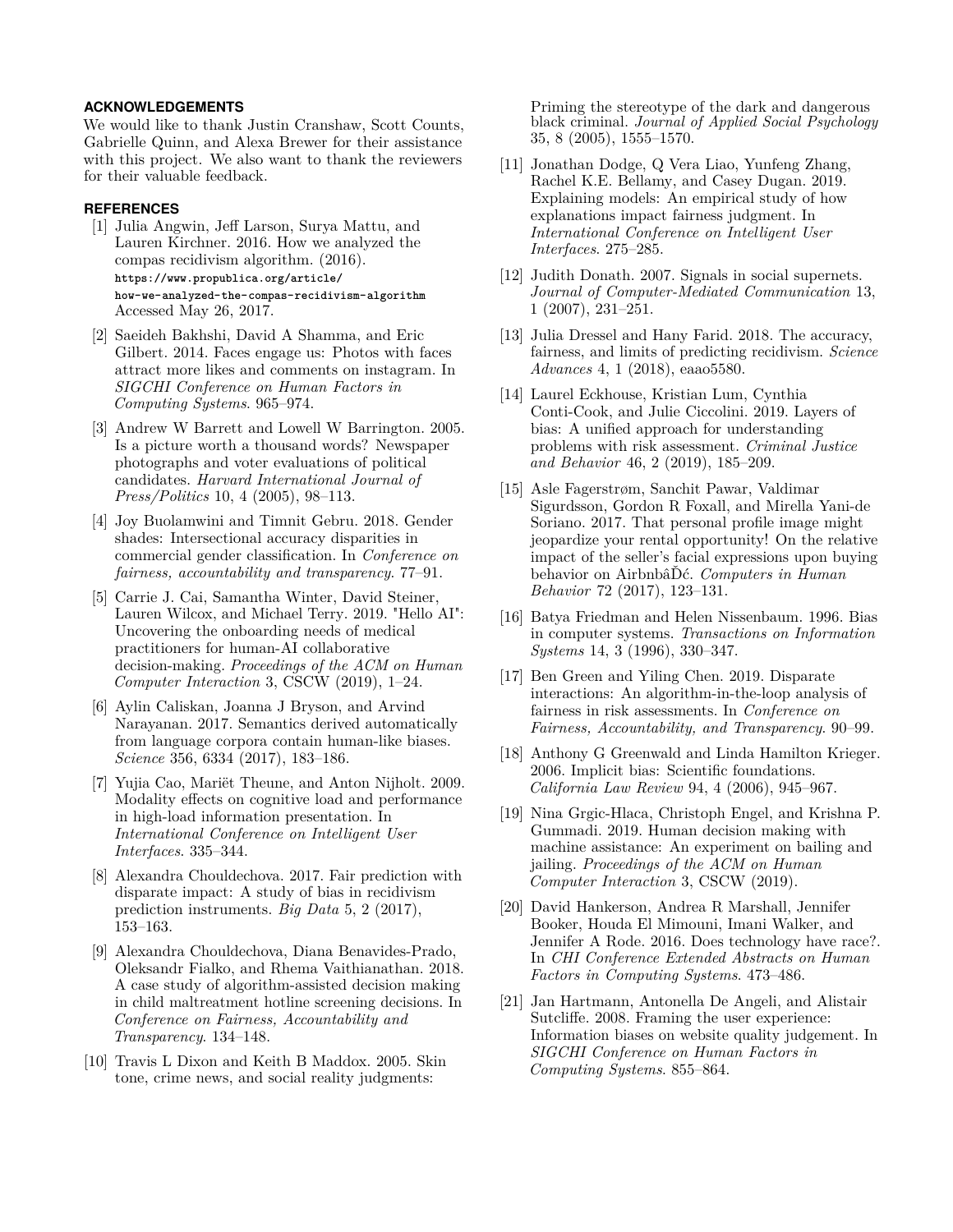## ACKNOWLEDGEMENTS

We would like to thank Justin Cranshaw, Scott Counts, Gabrielle Quinn, and Alexa Brewer for their assistance with this project. We also want to thank the reviewers for their valuable feedback.

## REFERENCES

[1] Julia Angwin, Jeff Larson, Surya Mattu, and Lauren Kirchner. 2016. How we analyzed the compas recidivism algorithm. (2016). https://www.propublica.org/article/how-we-analyzed-the-compas-recidivism-algorithm Accessed May 26, 2017.

[2] Saeideh Bakhshi, David A Shamma, and Eric Gilbert. 2014. Faces engage us: Photos with faces attract more likes and comments on instagram. In *SIGCHI Conference on Human Factors in Computing Systems*. 965–974.

[3] Andrew W Barrett and Lowell W Barrington. 2005. Is a picture worth a thousand words? Newspaper photographs and voter evaluations of political candidates. *Harvard International Journal of Press/Politics* 10, 4 (2005), 98–113.

[4] Joy Buolamwini and Timnit Gebru. 2018. Gender shades: Intersectional accuracy disparities in commercial gender classification. In *Conference on fairness, accountability and transparency*. 77–91.

[5] Carrie J. Cai, Samantha Winter, David Steiner, Lauren Wilcox, and Michael Terry. 2019. "Hello AI": Uncovering the onboarding needs of medical practitioners for human-AI collaborative decision-making. *Proceedings of the ACM on Human Computer Interaction* 3, CSCW (2019), 1–24.

[6] Aylin Caliskan, Joanna J Bryson, and Arvind Narayanan. 2017. Semantics derived automatically from language corpora contain human-like biases. *Science* 356, 6334 (2017), 183–186.

[7] Yujia Cao, Mariët Theune, and Anton Nijholt. 2009. Modality effects on cognitive load and performance in high-load information presentation. In *International Conference on Intelligent User Interfaces*. 335–344.

[8] Alexandra Chouldechova. 2017. Fair prediction with disparate impact: A study of bias in recidivism prediction instruments. *Big Data* 5, 2 (2017), 153–163.

[9] Alexandra Chouldechova, Diana Benavides-Prado, Oleksandr Fialko, and Rhema Vaithianathan. 2018. A case study of algorithm-assisted decision making in child maltreatment hotline screening decisions. In *Conference on Fairness, Accountability and Transparency*. 134–148.

[10] Travis L Dixon and Keith B Maddox. 2005. Skin tone, crime news, and social reality judgments: Priming the stereotype of the dark and dangerous black criminal. *Journal of Applied Social Psychology* 35, 8 (2005), 1555–1570.

[11] Jonathan Dodge, Q Vera Liao, Yunfeng Zhang, Rachel K.E. Bellamy, and Casey Dugan. 2019. Explaining models: An empirical study of how explanations impact fairness judgment. In *International Conference on Intelligent User Interfaces*. 275–285.

[12] Judith Donath. 2007. Signals in social supernets. *Journal of Computer-Mediated Communication* 13, 1 (2007), 231–251.

[13] Julia Dressel and Hany Farid. 2018. The accuracy, fairness, and limits of predicting recidivism. *Science Advances* 4, 1 (2018), eaao5580.

[14] Laurel Eckhouse, Kristian Lum, Cynthia Conti-Cook, and Julie Ciccolini. 2019. Layers of bias: A unified approach for understanding problems with risk assessment. *Criminal Justice and Behavior* 46, 2 (2019), 185–209.

[15] Asle Fagerstrøm, Sanchit Pawar, Valdimar Sigurdsson, Gordon R Foxall, and Mirella Yani-de Soriano. 2017. That personal profile image might jeopardize your rental opportunity! On the relative impact of the seller's facial expressions upon buying behavior on AirbnbâĎć. *Computers in Human Behavior* 72 (2017), 123–131.

[16] Batya Friedman and Helen Nissenbaum. 1996. Bias in computer systems. *Transactions on Information Systems* 14, 3 (1996), 330–347.

[17] Ben Green and Yiling Chen. 2019. Disparate interactions: An algorithm-in-the-loop analysis of fairness in risk assessments. In *Conference on Fairness, Accountability, and Transparency*. 90–99.

[18] Anthony G Greenwald and Linda Hamilton Krieger. 2006. Implicit bias: Scientific foundations. *California Law Review* 94, 4 (2006), 945–967.

[19] Nina Grgic-Hlaca, Christoph Engel, and Krishna P. Gummadi. 2019. Human decision making with machine assistance: An experiment on bailing and jailing. *Proceedings of the ACM on Human Computer Interaction* 3, CSCW (2019).

[20] David Hankerson, Andrea R Marshall, Jennifer Booker, Houda El Mimouni, Imani Walker, and Jennifer A Rode. 2016. Does technology have race?. In *CHI Conference Extended Abstracts on Human Factors in Computing Systems*. 473–486.

[21] Jan Hartmann, Antonella De Angeli, and Alistair Sutcliffe. 2008. Framing the user experience: Information biases on website quality judgement. In *SIGCHI Conference on Human Factors in Computing Systems*. 855–864.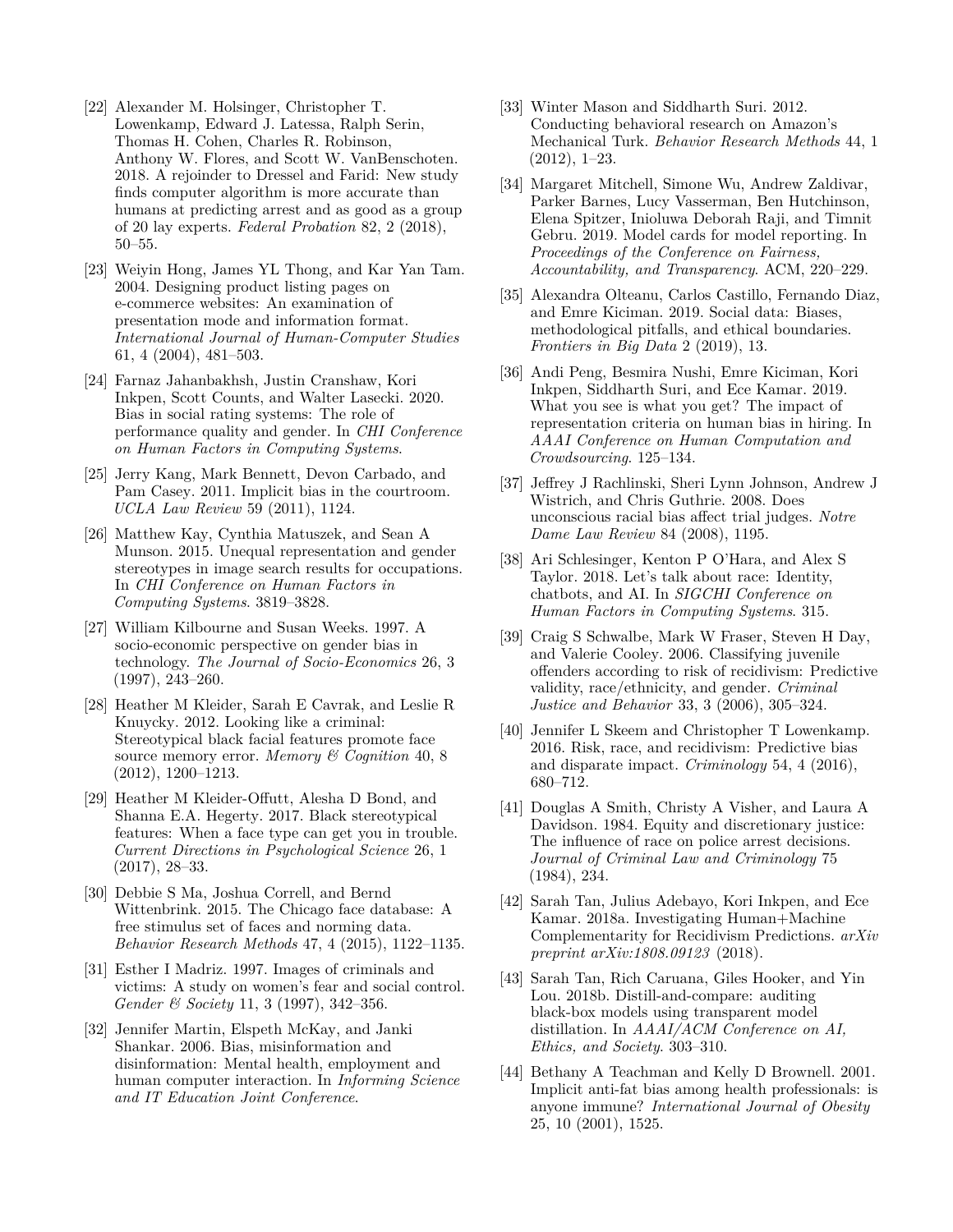[22] Alexander M. Holsinger, Christopher T. Lowenkamp, Edward J. Latessa, Ralph Serin, Thomas H. Cohen, Charles R. Robinson, Anthony W. Flores, and Scott W. VanBenschoten. 2018. A rejoinder to Dressel and Farid: New study finds computer algorithm is more accurate than humans at predicting arrest and as good as a group of 20 lay experts. *Federal Probation* 82, 2 (2018), 50–55.

[23] Weiyin Hong, James YL Thong, and Kar Yan Tam. 2004. Designing product listing pages on e-commerce websites: An examination of presentation mode and information format. *International Journal of Human-Computer Studies* 61, 4 (2004), 481–503.

[24] Farnaz Jahanbakhsh, Justin Cranshaw, Kori Inkpen, Scott Counts, and Walter Lasecki. 2020. Bias in social rating systems: The role of performance quality and gender. In *CHI Conference on Human Factors in Computing Systems*.

[25] Jerry Kang, Mark Bennett, Devon Carbado, and Pam Casey. 2011. Implicit bias in the courtroom. *UCLA Law Review* 59 (2011), 1124.

[26] Matthew Kay, Cynthia Matuszek, and Sean A Munson. 2015. Unequal representation and gender stereotypes in image search results for occupations. In *CHI Conference on Human Factors in Computing Systems*. 3819–3828.

[27] William Kilbourne and Susan Weeks. 1997. A socio-economic perspective on gender bias in technology. *The Journal of Socio-Economics* 26, 3 (1997), 243–260.

[28] Heather M Kleider, Sarah E Cavrak, and Leslie R Knuycky. 2012. Looking like a criminal: Stereotypical black facial features promote face source memory error. *Memory & Cognition* 40, 8 (2012), 1200–1213.

[29] Heather M Kleider-Offutt, Alesha D Bond, and Shanna E.A. Hegerty. 2017. Black stereotypical features: When a face type can get you in trouble. *Current Directions in Psychological Science* 26, 1 (2017), 28–33.

[30] Debbie S Ma, Joshua Correll, and Bernd Wittenbrink. 2015. The Chicago face database: A free stimulus set of faces and norming data. *Behavior Research Methods* 47, 4 (2015), 1122–1135.

[31] Esther I Madriz. 1997. Images of criminals and victims: A study on women's fear and social control. *Gender & Society* 11, 3 (1997), 342–356.

[32] Jennifer Martin, Elspeth McKay, and Janki Shankar. 2006. Bias, misinformation and disinformation: Mental health, employment and human computer interaction. In *Informing Science and IT Education Joint Conference*.

[33] Winter Mason and Siddharth Suri. 2012. Conducting behavioral research on Amazon's Mechanical Turk. *Behavior Research Methods* 44, 1 (2012), 1–23.

[34] Margaret Mitchell, Simone Wu, Andrew Zaldivar, Parker Barnes, Lucy Vasserman, Ben Hutchinson, Elena Spitzer, Inioluwa Deborah Raji, and Timnit Gebru. 2019. Model cards for model reporting. In *Proceedings of the Conference on Fairness, Accountability, and Transparency*. ACM, 220–229.

[35] Alexandra Olteanu, Carlos Castillo, Fernando Diaz, and Emre Kiciman. 2019. Social data: Biases, methodological pitfalls, and ethical boundaries. *Frontiers in Big Data* 2 (2019), 13.

[36] Andi Peng, Besmira Nushi, Emre Kiciman, Kori Inkpen, Siddharth Suri, and Ece Kamar. 2019. What you see is what you get? The impact of representation criteria on human bias in hiring. In *AAAI Conference on Human Computation and Crowdsourcing*. 125–134.

[37] Jeffrey J Rachlinski, Sheri Lynn Johnson, Andrew J Wistrich, and Chris Guthrie. 2008. Does unconscious racial bias affect trial judges. *Notre Dame Law Review* 84 (2008), 1195.

[38] Ari Schlesinger, Kenton P O'Hara, and Alex S Taylor. 2018. Let's talk about race: Identity, chatbots, and AI. In *SIGCHI Conference on Human Factors in Computing Systems*. 315.

[39] Craig S Schwalbe, Mark W Fraser, Steven H Day, and Valerie Cooley. 2006. Classifying juvenile offenders according to risk of recidivism: Predictive validity, race/ethnicity, and gender. *Criminal Justice and Behavior* 33, 3 (2006), 305–324.

[40] Jennifer L Skeem and Christopher T Lowenkamp. 2016. Risk, race, and recidivism: Predictive bias and disparate impact. *Criminology* 54, 4 (2016), 680–712.

[41] Douglas A Smith, Christy A Visher, and Laura A Davidson. 1984. Equity and discretionary justice: The influence of race on police arrest decisions. *Journal of Criminal Law and Criminology* 75 (1984), 234.

[42] Sarah Tan, Julius Adebayo, Kori Inkpen, and Ece Kamar. 2018a. Investigating Human+Machine Complementarity for Recidivism Predictions. *arXiv preprint arXiv:1808.09123* (2018).

[43] Sarah Tan, Rich Caruana, Giles Hooker, and Yin Lou. 2018b. Distill-and-compare: auditing black-box models using transparent model distillation. In *AAAI/ACM Conference on AI, Ethics, and Society*. 303–310.

[44] Bethany A Teachman and Kelly D Brownell. 2001. Implicit anti-fat bias among health professionals: is anyone immune? *International Journal of Obesity* 25, 10 (2001), 1525.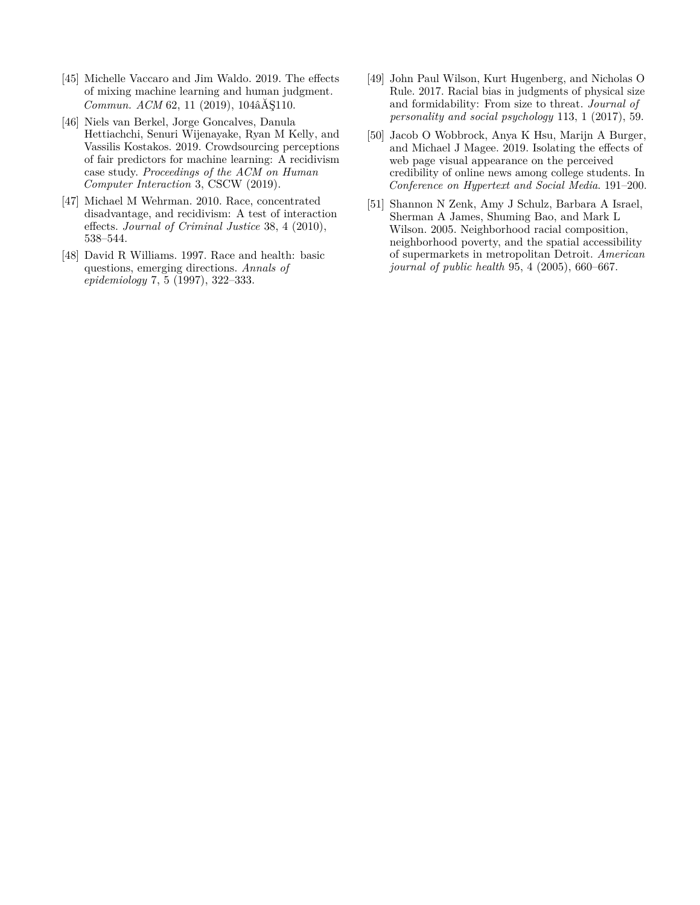[45] Michelle Vaccaro and Jim Waldo. 2019. The effects of mixing machine learning and human judgment. *Commun. ACM* 62, 11 (2019), 104âĂŞ110.

[46] Niels van Berkel, Jorge Goncalves, Danula Hettiachchi, Senuri Wijenayake, Ryan M Kelly, and Vassilis Kostakos. 2019. Crowdsourcing perceptions of fair predictors for machine learning: A recidivism case study. *Proceedings of the ACM on Human Computer Interaction* 3, CSCW (2019).

[47] Michael M Wehrman. 2010. Race, concentrated disadvantage, and recidivism: A test of interaction effects. *Journal of Criminal Justice* 38, 4 (2010), 538–544.

[48] David R Williams. 1997. Race and health: basic questions, emerging directions. *Annals of epidemiology* 7, 5 (1997), 322–333.

[49] John Paul Wilson, Kurt Hugenberg, and Nicholas O Rule. 2017. Racial bias in judgments of physical size and formidability: From size to threat. *Journal of personality and social psychology* 113, 1 (2017), 59.

[50] Jacob O Wobbrock, Anya K Hsu, Marijn A Burger, and Michael J Magee. 2019. Isolating the effects of web page visual appearance on the perceived credibility of online news among college students. In *Conference on Hypertext and Social Media*. 191–200.

[51] Shannon N Zenk, Amy J Schulz, Barbara A Israel, Sherman A James, Shuming Bao, and Mark L Wilson. 2005. Neighborhood racial composition, neighborhood poverty, and the spatial accessibility of supermarkets in metropolitan Detroit. *American journal of public health* 95, 4 (2005), 660–667.